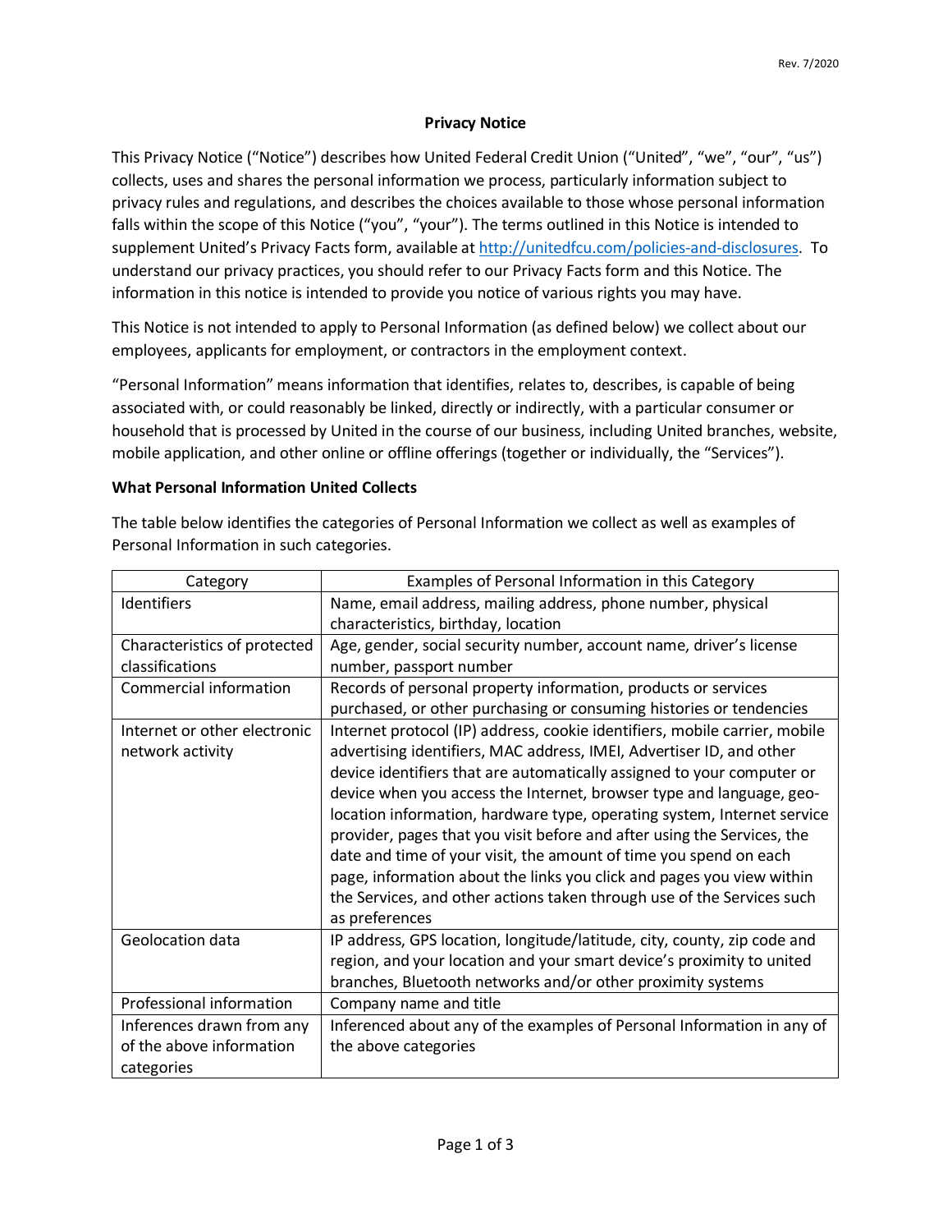Rev. 7/2020

# Privacy Notice

This Privacy Notice ("Notice") describes how United Federal Credit Union ("United", "we", "our", "us") collects, uses and shares the personal information we process, particularly information subject to privacy rules and regulations, and describes the choices available to those whose personal information falls within the scope of this Notice ("you", "your"). The terms outlined in this Notice is intended to supplement United's Privacy Facts form, available at http://unitedfcu.com/policies-and-disclosures. To understand our privacy practices, you should refer to our Privacy Facts form and this Notice. The information in this notice is intended to provide you notice of various rights you may have.

This Notice is not intended to apply to Personal Information (as defined below) we collect about our employees, applicants for employment, or contractors in the employment context.

"Personal Information" means information that identifies, relates to, describes, is capable of being associated with, or could reasonably be linked, directly or indirectly, with a particular consumer or household that is processed by United in the course of our business, including United branches, website, mobile application, and other online or offline offerings (together or individually, the "Services").

## What Personal Information United Collects

The table below identifies the categories of Personal Information we collect as well as examples of Personal Information in such categories.

| Category | Examples of Personal Information in this Category |
|---|---|
| Identifiers | Name, email address, mailing address, phone number, physical characteristics, birthday, location |
| Characteristics of protected classifications | Age, gender, social security number, account name, driver's license number, passport number |
| Commercial information | Records of personal property information, products or services purchased, or other purchasing or consuming histories or tendencies |
| Internet or other electronic network activity | Internet protocol (IP) address, cookie identifiers, mobile carrier, mobile advertising identifiers, MAC address, IMEI, Advertiser ID, and other device identifiers that are automatically assigned to your computer or device when you access the Internet, browser type and language, geo-location information, hardware type, operating system, Internet service provider, pages that you visit before and after using the Services, the date and time of your visit, the amount of time you spend on each page, information about the links you click and pages you view within the Services, and other actions taken through use of the Services such as preferences |
| Geolocation data | IP address, GPS location, longitude/latitude, city, county, zip code and region, and your location and your smart device's proximity to united branches, Bluetooth networks and/or other proximity systems |
| Professional information | Company name and title |
| Inferences drawn from any of the above information categories | Inferenced about any of the examples of Personal Information in any of the above categories |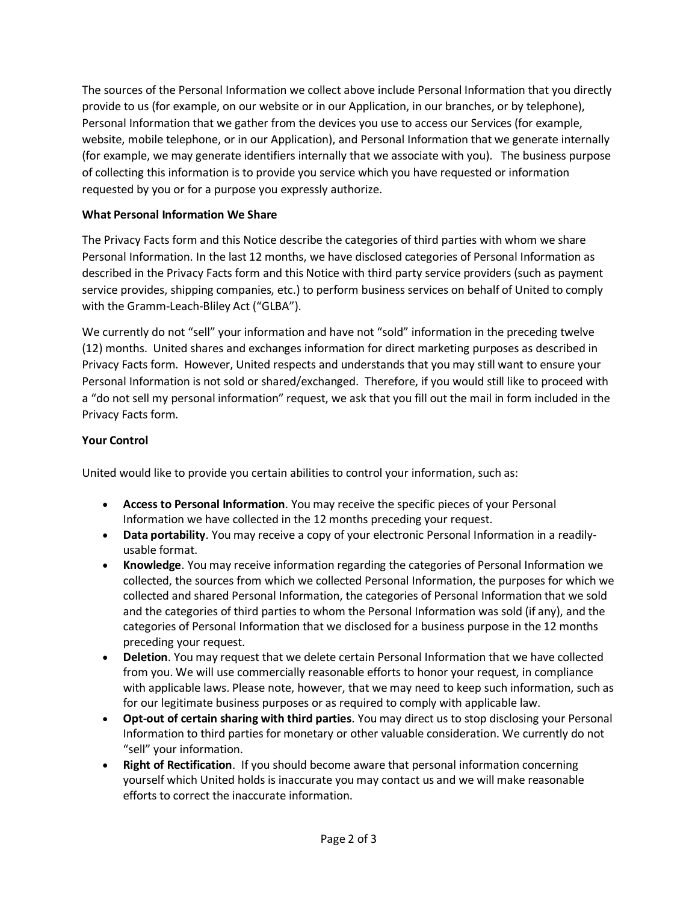The sources of the Personal Information we collect above include Personal Information that you directly provide to us (for example, on our website or in our Application, in our branches, or by telephone), Personal Information that we gather from the devices you use to access our Services (for example, website, mobile telephone, or in our Application), and Personal Information that we generate internally (for example, we may generate identifiers internally that we associate with you). The business purpose of collecting this information is to provide you service which you have requested or information requested by you or for a purpose you expressly authorize.

**What Personal Information We Share**

The Privacy Facts form and this Notice describe the categories of third parties with whom we share Personal Information. In the last 12 months, we have disclosed categories of Personal Information as described in the Privacy Facts form and this Notice with third party service providers (such as payment service provides, shipping companies, etc.) to perform business services on behalf of United to comply with the Gramm-Leach-Bliley Act ("GLBA").

We currently do not "sell" your information and have not "sold" information in the preceding twelve (12) months. United shares and exchanges information for direct marketing purposes as described in Privacy Facts form. However, United respects and understands that you may still want to ensure your Personal Information is not sold or shared/exchanged. Therefore, if you would still like to proceed with a "do not sell my personal information" request, we ask that you fill out the mail in form included in the Privacy Facts form.

**Your Control**

United would like to provide you certain abilities to control your information, such as:

- **Access to Personal Information**. You may receive the specific pieces of your Personal Information we have collected in the 12 months preceding your request.
- **Data portability**. You may receive a copy of your electronic Personal Information in a readily-usable format.
- **Knowledge**. You may receive information regarding the categories of Personal Information we collected, the sources from which we collected Personal Information, the purposes for which we collected and shared Personal Information, the categories of Personal Information that we sold and the categories of third parties to whom the Personal Information was sold (if any), and the categories of Personal Information that we disclosed for a business purpose in the 12 months preceding your request.
- **Deletion**. You may request that we delete certain Personal Information that we have collected from you. We will use commercially reasonable efforts to honor your request, in compliance with applicable laws. Please note, however, that we may need to keep such information, such as for our legitimate business purposes or as required to comply with applicable law.
- **Opt-out of certain sharing with third parties**. You may direct us to stop disclosing your Personal Information to third parties for monetary or other valuable consideration. We currently do not "sell" your information.
- **Right of Rectification**. If you should become aware that personal information concerning yourself which United holds is inaccurate you may contact us and we will make reasonable efforts to correct the inaccurate information.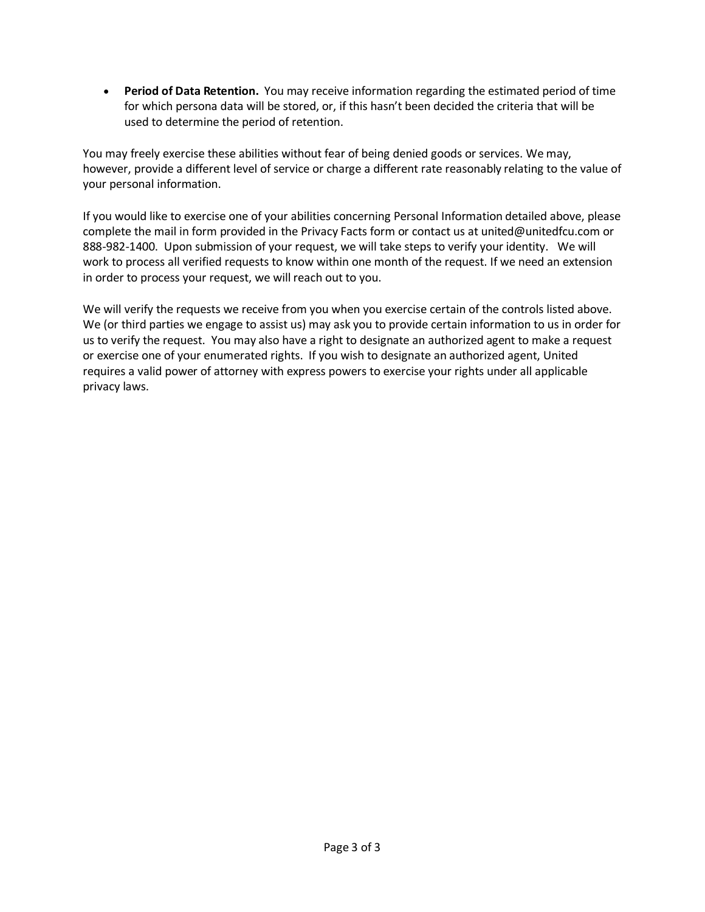- **Period of Data Retention.** You may receive information regarding the estimated period of time for which persona data will be stored, or, if this hasn't been decided the criteria that will be used to determine the period of retention.

You may freely exercise these abilities without fear of being denied goods or services. We may, however, provide a different level of service or charge a different rate reasonably relating to the value of your personal information.

If you would like to exercise one of your abilities concerning Personal Information detailed above, please complete the mail in form provided in the Privacy Facts form or contact us at united@unitedfcu.com or 888-982-1400. Upon submission of your request, we will take steps to verify your identity. We will work to process all verified requests to know within one month of the request. If we need an extension in order to process your request, we will reach out to you.

We will verify the requests we receive from you when you exercise certain of the controls listed above. We (or third parties we engage to assist us) may ask you to provide certain information to us in order for us to verify the request. You may also have a right to designate an authorized agent to make a request or exercise one of your enumerated rights. If you wish to designate an authorized agent, United requires a valid power of attorney with express powers to exercise your rights under all applicable privacy laws.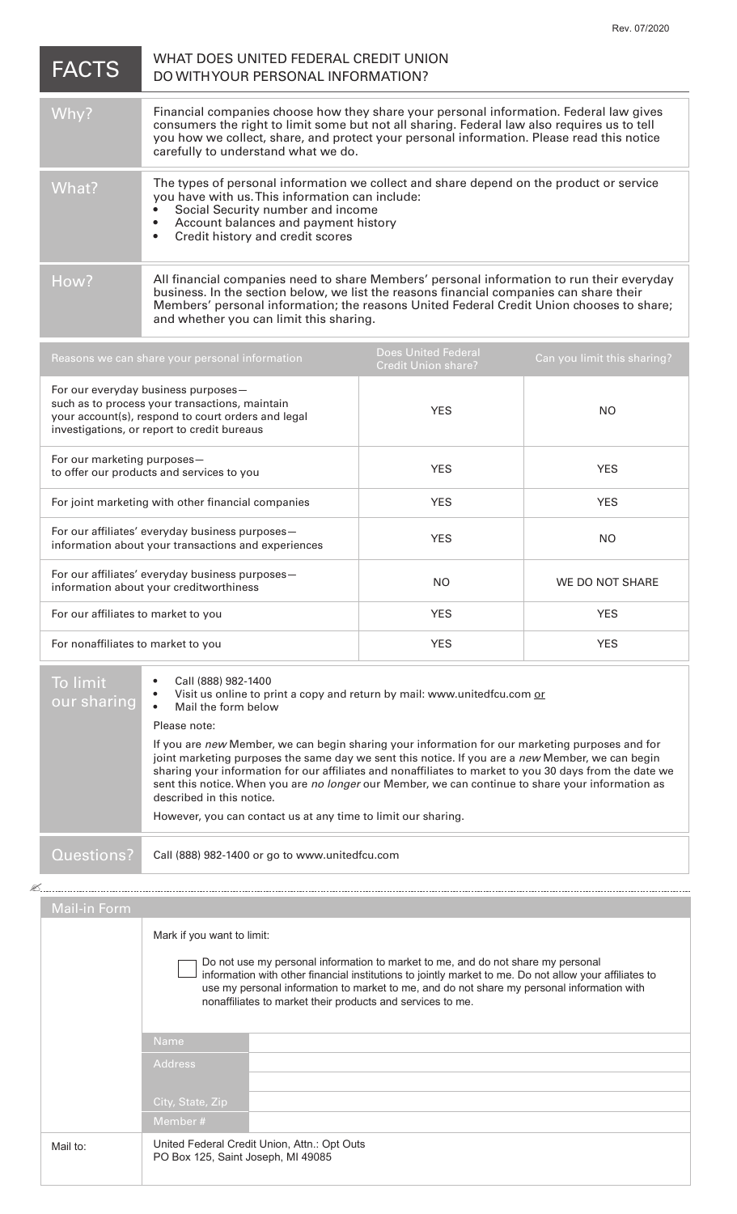Rev. 07/2020

| FACTS | WHAT DOES UNITED FEDERAL CREDIT UNION DO WITH YOUR PERSONAL INFORMATION? |
|---|---|
| Why? | Financial companies choose how they share your personal information. Federal law gives consumers the right to limit some but not all sharing. Federal law also requires us to tell you how we collect, share, and protect your personal information. Please read this notice carefully to understand what we do. |
| What? | The types of personal information we collect and share depend on the product or service you have with us. This information can include:<br>• Social Security number and income<br>• Account balances and payment history<br>• Credit history and credit scores |
| How? | All financial companies need to share Members' personal information to run their everyday business. In the section below, we list the reasons financial companies can share their Members' personal information; the reasons United Federal Credit Union chooses to share; and whether you can limit this sharing. |

| Reasons we can share your personal information | Does United Federal Credit Union share? | Can you limit this sharing? |
|---|---|---|
| For our everyday business purposes— such as to process your transactions, maintain your account(s), respond to court orders and legal investigations, or report to credit bureaus | YES | NO |
| For our marketing purposes— to offer our products and services to you | YES | YES |
| For joint marketing with other financial companies | YES | YES |
| For our affiliates' everyday business purposes— information about your transactions and experiences | YES | NO |
| For our affiliates' everyday business purposes— information about your creditworthiness | NO | WE DO NOT SHARE |
| For our affiliates to market to you | YES | YES |
| For nonaffiliates to market to you | YES | YES |

| To limit our sharing | • Call (888) 982-1400<br>• Visit us online to print a copy and return by mail: www.unitedfcu.com or<br>• Mail the form below<br><br>Please note:<br><br>If you are *new* Member, we can begin sharing your information for our marketing purposes and for joint marketing purposes the same day we sent this notice. If you are a *new* Member, we can begin sharing your information for our affiliates and nonaffiliates to market to you 30 days from the date we sent this notice. When you are *no longer* our Member, we can continue to share your information as described in this notice.<br><br>However, you can contact us at any time to limit our sharing. |
|---|---|
| Questions? | Call (888) 982-1400 or go to www.unitedfcu.com |

## Mail-in Form

Mark if you want to limit:

☐ Do not use my personal information to market to me, and do not share my personal information with other financial institutions to jointly market to me. Do not allow your affiliates to use my personal information to market to me, and do not share my personal information with nonaffiliates to market their products and services to me.

| Name | |
|---|---|
| Address | |
| | |
| City, State, Zip | |
| Member # | |

Mail to: United Federal Credit Union, Attn.: Opt Outs
PO Box 125, Saint Joseph, MI 49085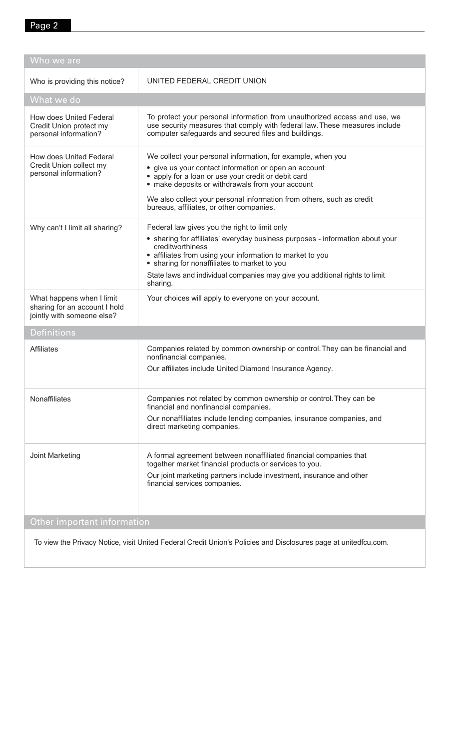| Who we are | |
|---|---|
| Who is providing this notice? | UNITED FEDERAL CREDIT UNION |
| **What we do** | |
| How does United Federal Credit Union protect my personal information? | To protect your personal information from unauthorized access and use, we use security measures that comply with federal law. These measures include computer safeguards and secured files and buildings. |
| How does United Federal Credit Union collect my personal information? | We collect your personal information, for example, when you<br>• give us your contact information or open an account<br>• apply for a loan or use your credit or debit card<br>• make deposits or withdrawals from your account<br><br>We also collect your personal information from others, such as credit bureaus, affiliates, or other companies. |
| Why can't I limit all sharing? | Federal law gives you the right to limit only<br>• sharing for affiliates' everyday business purposes - information about your creditworthiness<br>• affiliates from using your information to market to you<br>• sharing for nonaffiliates to market to you<br><br>State laws and individual companies may give you additional rights to limit sharing. |
| What happens when I limit sharing for an account I hold jointly with someone else? | Your choices will apply to everyone on your account. |
| **Definitions** | |
| Affiliates | Companies related by common ownership or control. They can be financial and nonfinancial companies.<br>Our affiliates include United Diamond Insurance Agency. |
| Nonaffiliates | Companies not related by common ownership or control. They can be financial and nonfinancial companies.<br>Our nonaffiliates include lending companies, insurance companies, and direct marketing companies. |
| Joint Marketing | A formal agreement between nonaffiliated financial companies that together market financial products or services to you.<br>Our joint marketing partners include investment, insurance and other financial services companies. |

## Other important information

To view the Privacy Notice, visit United Federal Credit Union's Policies and Disclosures page at unitedfcu.com.